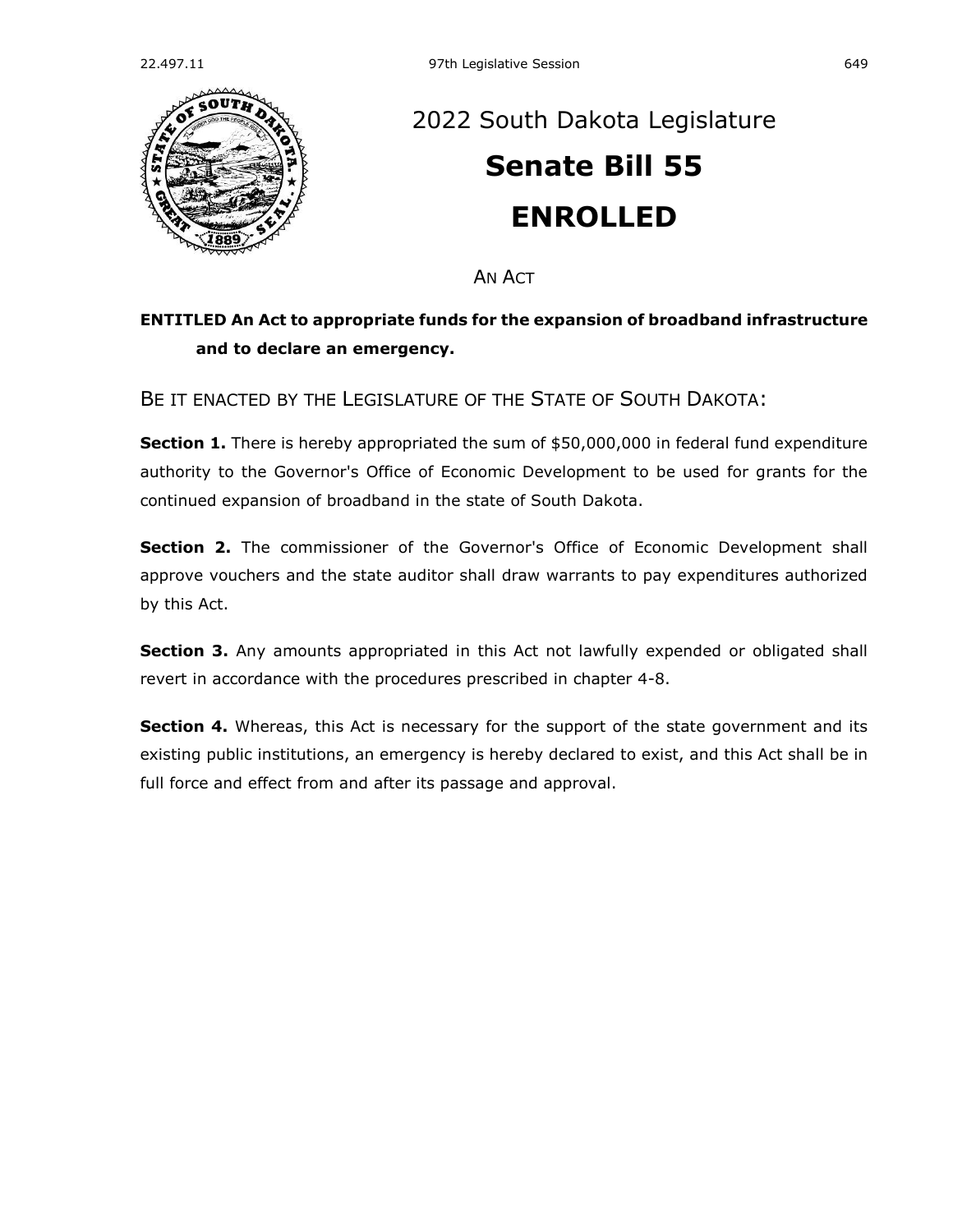# 2022 South Dakota Legislature

# Senate Bill 55

# ENROLLED

AN ACT

**ENTITLED An Act to appropriate funds for the expansion of broadband infrastructure and to declare an emergency.**

BE IT ENACTED BY THE LEGISLATURE OF THE STATE OF SOUTH DAKOTA:

**Section 1.** There is hereby appropriated the sum of $50,000,000 in federal fund expenditure authority to the Governor's Office of Economic Development to be used for grants for the continued expansion of broadband in the state of South Dakota.

**Section 2.** The commissioner of the Governor's Office of Economic Development shall approve vouchers and the state auditor shall draw warrants to pay expenditures authorized by this Act.

**Section 3.** Any amounts appropriated in this Act not lawfully expended or obligated shall revert in accordance with the procedures prescribed in chapter 4-8.

**Section 4.** Whereas, this Act is necessary for the support of the state government and its existing public institutions, an emergency is hereby declared to exist, and this Act shall be in full force and effect from and after its passage and approval.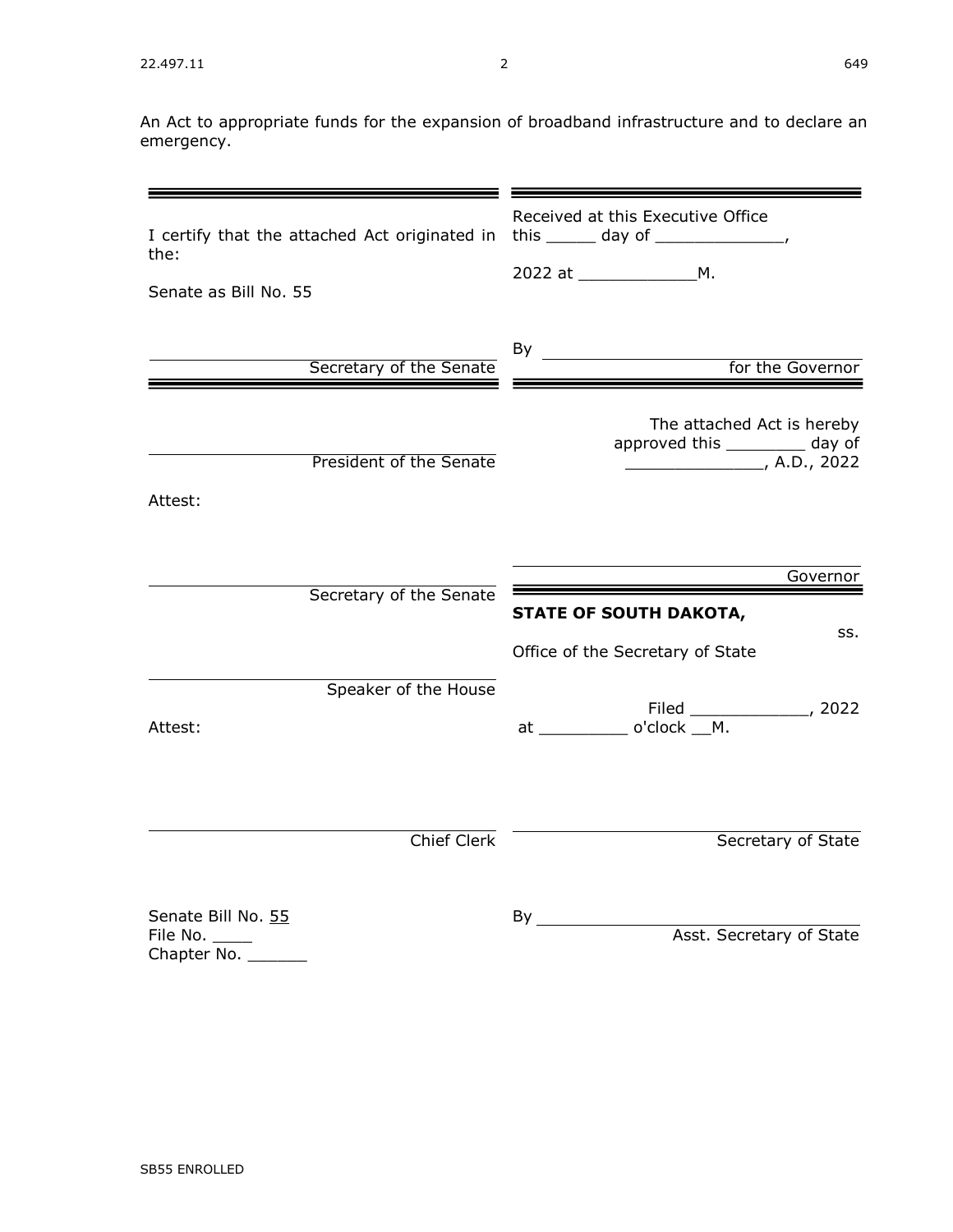An Act to appropriate funds for the expansion of broadband infrastructure and to declare an emergency.

I certify that the attached Act originated in the:

Senate as Bill No. 55

Secretary of the Senate

President of the Senate

Attest:

Secretary of the Senate

Speaker of the House

Attest:

Chief Clerk

Senate Bill No. 55
File No. ____
Chapter No. ______

Received at this Executive Office this _____ day of _____________,

2022 at ____________M.

By ________________________
for the Governor

The attached Act is hereby approved this ________ day of ______________, A.D., 2022

Governor

**STATE OF SOUTH DAKOTA,**

ss.

Office of the Secretary of State

Filed ____________, 2022 at _________ o'clock __M.

Secretary of State

By ________________________
Asst. Secretary of State